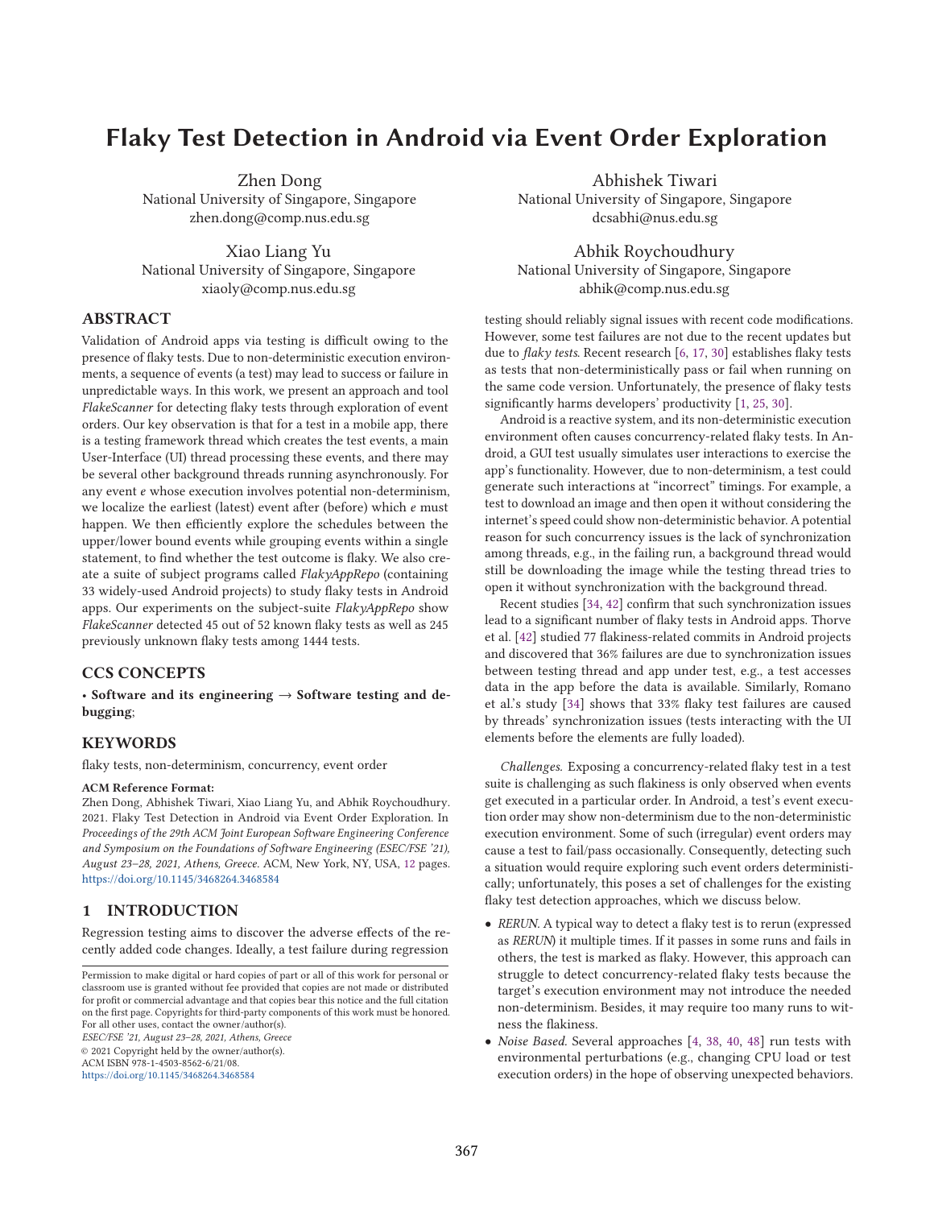# Flaky Test Detection in Android via Event Order Exploration

Zhen Dong
National University of Singapore, Singapore
zhen.dong@comp.nus.edu.sg

Abhishek Tiwari
National University of Singapore, Singapore
dcsabhi@nus.edu.sg

Xiao Liang Yu
National University of Singapore, Singapore
xiaoly@comp.nus.edu.sg

Abhik Roychoudhury
National University of Singapore, Singapore
abhik@comp.nus.edu.sg

## ABSTRACT

Validation of Android apps via testing is difficult owing to the presence of flaky tests. Due to non-deterministic execution environments, a sequence of events (a test) may lead to success or failure in unpredictable ways. In this work, we present an approach and tool *FlakeScanner* for detecting flaky tests through exploration of event orders. Our key observation is that for a test in a mobile app, there is a testing framework thread which creates the test events, a main User-Interface (UI) thread processing these events, and there may be several other background threads running asynchronously. For any event *e* whose execution involves potential non-determinism, we localize the earliest (latest) event after (before) which *e* must happen. We then efficiently explore the schedules between the upper/lower bound events while grouping events within a single statement, to find whether the test outcome is flaky. We also create a suite of subject programs called *FlakyAppRepo* (containing 33 widely-used Android projects) to study flaky tests in Android apps. Our experiments on the subject-suite *FlakyAppRepo* show *FlakeScanner* detected 45 out of 52 known flaky tests as well as 245 previously unknown flaky tests among 1444 tests.

## CCS CONCEPTS

• **Software and its engineering** → **Software testing and debugging**;

## KEYWORDS

flaky tests, non-determinism, concurrency, event order

**ACM Reference Format:**
Zhen Dong, Abhishek Tiwari, Xiao Liang Yu, and Abhik Roychoudhury. 2021. Flaky Test Detection in Android via Event Order Exploration. In *Proceedings of the 29th ACM Joint European Software Engineering Conference and Symposium on the Foundations of Software Engineering (ESEC/FSE '21), August 23–28, 2021, Athens, Greece.* ACM, New York, NY, USA, 12 pages. https://doi.org/10.1145/3468264.3468584

## 1 INTRODUCTION

Regression testing aims to discover the adverse effects of the recently added code changes. Ideally, a test failure during regression testing should reliably signal issues with recent code modifications. However, some test failures are not due to the recent updates but due to *flaky tests*. Recent research [6, 17, 30] establishes flaky tests as tests that non-deterministically pass or fail when running on the same code version. Unfortunately, the presence of flaky tests significantly harms developers' productivity [1, 25, 30].

Android is a reactive system, and its non-deterministic execution environment often causes concurrency-related flaky tests. In Android, a GUI test usually simulates user interactions to exercise the app's functionality. However, due to non-determinism, a test could generate such interactions at "incorrect" timings. For example, a test to download an image and then open it without considering the internet's speed could show non-deterministic behavior. A potential reason for such concurrency issues is the lack of synchronization among threads, e.g., in the failing run, a background thread would still be downloading the image while the testing thread tries to open it without synchronization with the background thread.

Recent studies [34, 42] confirm that such synchronization issues lead to a significant number of flaky tests in Android apps. Thorve et al. [42] studied 77 flakiness-related commits in Android projects and discovered that 36% failures are due to synchronization issues between testing thread and app under test, e.g., a test accesses data in the app before the data is available. Similarly, Romano et al.'s study [34] shows that 33% flaky test failures are caused by threads' synchronization issues (tests interacting with the UI elements before the elements are fully loaded).

*Challenges.* Exposing a concurrency-related flaky test in a test suite is challenging as such flakiness is only observed when events get executed in a particular order. In Android, a test's event execution order may show non-determinism due to the non-deterministic execution environment. Some of such (irregular) event orders may cause a test to fail/pass occasionally. Consequently, detecting such a situation would require exploring such event orders deterministically; unfortunately, this poses a set of challenges for the existing flaky test detection approaches, which we discuss below.

- *RERUN.* A typical way to detect a flaky test is to rerun (expressed as *RERUN*) it multiple times. If it passes in some runs and fails in others, the test is marked as flaky. However, this approach can struggle to detect concurrency-related flaky tests because the target's execution environment may not introduce the needed non-determinism. Besides, it may require too many runs to witness the flakiness.
- *Noise Based.* Several approaches [4, 38, 40, 48] run tests with environmental perturbations (e.g., changing CPU load or test execution orders) in the hope of observing unexpected behaviors.

Permission to make digital or hard copies of part or all of this work for personal or classroom use is granted without fee provided that copies are not made or distributed for profit or commercial advantage and that copies bear this notice and the full citation on the first page. Copyrights for third-party components of this work must be honored. For all other uses, contact the owner/author(s).
*ESEC/FSE '21, August 23–28, 2021, Athens, Greece*
© 2021 Copyright held by the owner/author(s).
ACM ISBN 978-1-4503-8562-6/21/08.
https://doi.org/10.1145/3468264.3468584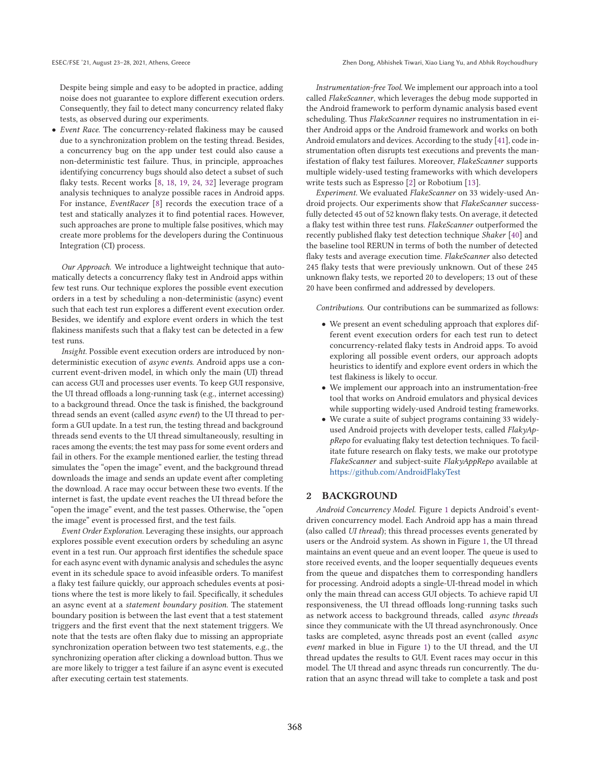Despite being simple and easy to be adopted in practice, adding noise does not guarantee to explore different execution orders. Consequently, they fail to detect many concurrency related flaky tests, as observed during our experiments.

- *Event Race.* The concurrency-related flakiness may be caused due to a synchronization problem on the testing thread. Besides, a concurrency bug on the app under test could also cause a non-deterministic test failure. Thus, in principle, approaches identifying concurrency bugs should also detect a subset of such flaky tests. Recent works [8, 18, 19, 24, 32] leverage program analysis techniques to analyze possible races in Android apps. For instance, *EventRacer* [8] records the execution trace of a test and statically analyzes it to find potential races. However, such approaches are prone to multiple false positives, which may create more problems for the developers during the Continuous Integration (CI) process.

*Our Approach.* We introduce a lightweight technique that automatically detects a concurrency flaky test in Android apps within few test runs. Our technique explores the possible event execution orders in a test by scheduling a non-deterministic (async) event such that each test run explores a different event execution order. Besides, we identify and explore event orders in which the test flakiness manifests such that a flaky test can be detected in a few test runs.

*Insight.* Possible event execution orders are introduced by non-deterministic execution of *async events*. Android apps use a concurrent event-driven model, in which only the main (UI) thread can access GUI and processes user events. To keep GUI responsive, the UI thread offloads a long-running task (e.g., internet accessing) to a background thread. Once the task is finished, the background thread sends an event (called *async event*) to the UI thread to perform a GUI update. In a test run, the testing thread and background threads send events to the UI thread simultaneously, resulting in races among the events; the test may pass for some event orders and fail in others. For the example mentioned earlier, the testing thread simulates the "open the image" event, and the background thread downloads the image and sends an update event after completing the download. A race may occur between these two events. If the internet is fast, the update event reaches the UI thread before the "open the image" event, and the test passes. Otherwise, the "open the image" event is processed first, and the test fails.

*Event Order Exploration.* Leveraging these insights, our approach explores possible event execution orders by scheduling an async event in a test run. Our approach first identifies the schedule space for each async event with dynamic analysis and schedules the async event in its schedule space to avoid infeasible orders. To manifest a flaky test failure quickly, our approach schedules events at positions where the test is more likely to fail. Specifically, it schedules an async event at a *statement boundary position*. The statement boundary position is between the last event that a test statement triggers and the first event that the next statement triggers. We note that the tests are often flaky due to missing an appropriate synchronization operation between two test statements, e.g., the synchronizing operation after clicking a download button. Thus we are more likely to trigger a test failure if an async event is executed after executing certain test statements.

*Instrumentation-free Tool.* We implement our approach into a tool called *FlakeScanner*, which leverages the debug mode supported in the Android framework to perform dynamic analysis based event scheduling. Thus *FlakeScanner* requires no instrumentation in either Android apps or the Android framework and works on both Android emulators and devices. According to the study [41], code instrumentation often disrupts test executions and prevents the manifestation of flaky test failures. Moreover, *FlakeScanner* supports multiple widely-used testing frameworks with which developers write tests such as Espresso [2] or Robotium [13].

*Experiment.* We evaluated *FlakeScanner* on 33 widely-used Android projects. Our experiments show that *FlakeScanner* successfully detected 45 out of 52 known flaky tests. On average, it detected a flaky test within three test runs. *FlakeScanner* outperformed the recently published flaky test detection technique *Shaker* [40] and the baseline tool RERUN in terms of both the number of detected flaky tests and average execution time. *FlakeScanner* also detected 245 flaky tests that were previously unknown. Out of these 245 unknown flaky tests, we reported 20 to developers; 13 out of these 20 have been confirmed and addressed by developers.

*Contributions.* Our contributions can be summarized as follows:

- We present an event scheduling approach that explores different event execution orders for each test run to detect concurrency-related flaky tests in Android apps. To avoid exploring all possible event orders, our approach adopts heuristics to identify and explore event orders in which the test flakiness is likely to occur.
- We implement our approach into an instrumentation-free tool that works on Android emulators and physical devices while supporting widely-used Android testing frameworks.
- We curate a suite of subject programs containing 33 widely-used Android projects with developer tests, called *FlakyAppRepo* for evaluating flaky test detection techniques. To facilitate future research on flaky tests, we make our prototype *FlakeScanner* and subject-suite *FlakyAppRepo* available at https://github.com/AndroidFlakyTest

## 2 BACKGROUND

*Android Concurrency Model.* Figure 1 depicts Android's event-driven concurrency model. Each Android app has a main thread (also called *UI thread*); this thread processes events generated by users or the Android system. As shown in Figure 1, the UI thread maintains an event queue and an event looper. The queue is used to store received events, and the looper sequentially dequeues events from the queue and dispatches them to corresponding handlers for processing. Android adopts a single-UI-thread model in which only the main thread can access GUI objects. To achieve rapid UI responsiveness, the UI thread offloads long-running tasks such as network access to background threads, called *async threads* since they communicate with the UI thread asynchronously. Once tasks are completed, async threads post an event (called *async event* marked in blue in Figure 1) to the UI thread, and the UI thread updates the results to GUI. Event races may occur in this model. The UI thread and async threads run concurrently. The duration that an async thread will take to complete a task and post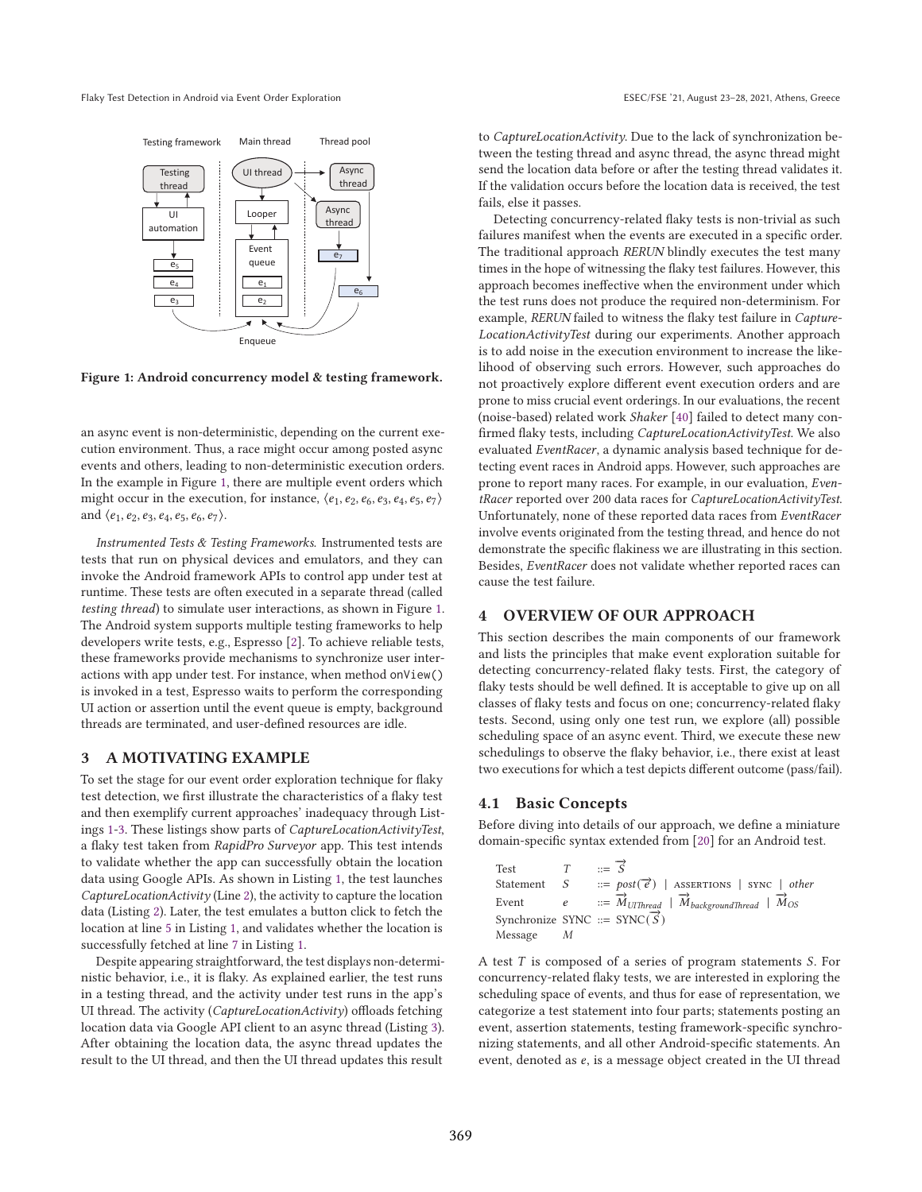Figure 1: Android concurrency model & testing framework.

an async event is non-deterministic, depending on the current execution environment. Thus, a race might occur among posted async events and others, leading to non-deterministic execution orders. In the example in Figure 1, there are multiple event orders which might occur in the execution, for instance, $\langle e_1, e_2, e_6, e_3, e_4, e_5, e_7 \rangle$ and $\langle e_1, e_2, e_3, e_4, e_5, e_6, e_7 \rangle$.

*Instrumented Tests & Testing Frameworks.* Instrumented tests are tests that run on physical devices and emulators, and they can invoke the Android framework APIs to control app under test at runtime. These tests are often executed in a separate thread (called *testing thread*) to simulate user interactions, as shown in Figure 1. The Android system supports multiple testing frameworks to help developers write tests, e.g., Espresso [2]. To achieve reliable tests, these frameworks provide mechanisms to synchronize user interactions with app under test. For instance, when method `onView()` is invoked in a test, Espresso waits to perform the corresponding UI action or assertion until the event queue is empty, background threads are terminated, and user-defined resources are idle.

## 3 A MOTIVATING EXAMPLE

To set the stage for our event order exploration technique for flaky test detection, we first illustrate the characteristics of a flaky test and then exemplify current approaches' inadequacy through Listings 1-3. These listings show parts of *CaptureLocationActivityTest*, a flaky test taken from *RapidPro Surveyor* app. This test intends to validate whether the app can successfully obtain the location data using Google APIs. As shown in Listing 1, the test launches *CaptureLocationActivity* (Line 2), the activity to capture the location data (Listing 2). Later, the test emulates a button click to fetch the location at line 5 in Listing 1, and validates whether the location is successfully fetched at line 7 in Listing 1.

Despite appearing straightforward, the test displays non-deterministic behavior, i.e., it is flaky. As explained earlier, the test runs in a testing thread, and the activity under test runs in the app's UI thread. The activity (*CaptureLocationActivity*) offloads fetching location data via Google API client to an async thread (Listing 3). After obtaining the location data, the async thread updates the result to the UI thread, and then the UI thread updates this result to *CaptureLocationActivity*. Due to the lack of synchronization between the testing thread and async thread, the async thread might send the location data before or after the testing thread validates it. If the validation occurs before the location data is received, the test fails, else it passes.

Detecting concurrency-related flaky tests is non-trivial as such failures manifest when the events are executed in a specific order. The traditional approach *RERUN* blindly executes the test many times in the hope of witnessing the flaky test failures. However, this approach becomes ineffective when the environment under which the test runs does not produce the required non-determinism. For example, *RERUN* failed to witness the flaky test failure in *CaptureLocationActivityTest* during our experiments. Another approach is to add noise in the execution environment to increase the likelihood of observing such errors. However, such approaches do not proactively explore different event execution orders and are prone to miss crucial event orderings. In our evaluations, the recent (noise-based) related work *Shaker* [40] failed to detect many confirmed flaky tests, including *CaptureLocationActivityTest*. We also evaluated *EventRacer*, a dynamic analysis based technique for detecting event races in Android apps. However, such approaches are prone to report many races. For example, in our evaluation, *EventRacer* reported over 200 data races for *CaptureLocationActivityTest*. Unfortunately, none of these reported data races from *EventRacer* involve events originated from the testing thread, and hence do not demonstrate the specific flakiness we are illustrating in this section. Besides, *EventRacer* does not validate whether reported races can cause the test failure.

## 4 OVERVIEW OF OUR APPROACH

This section describes the main components of our framework and lists the principles that make event exploration suitable for detecting concurrency-related flaky tests. First, the category of flaky tests should be well defined. It is acceptable to give up on all classes of flaky tests and focus on one; concurrency-related flaky tests. Second, using only one test run, we explore (all) possible scheduling space of an async event. Third, we execute these new schedulings to observe the flaky behavior, i.e., there exist at least two executions for which a test depicts different outcome (pass/fail).

### 4.1 Basic Concepts

Before diving into details of our approach, we define a miniature domain-specific syntax extended from [20] for an Android test.

$$
\begin{array}{lll}
\text{Test} & T & ::= \overrightarrow{S} \\
\text{Statement} & S & ::= post(\overrightarrow{e}) \mid \text{ASSERTIONS} \mid \text{SYNC} \mid other \\
\text{Event} & e & ::= \overrightarrow{M}_{UIThread} \mid \overrightarrow{M}_{backgroundThread} \mid \overrightarrow{M}_{OS} \\
\text{Synchronize} & \text{SYNC} & ::= \text{SYNC}(\overrightarrow{S}) \\
\text{Message} & M &
\end{array}
$$

A test $T$ is composed of a series of program statements $S$. For concurrency-related flaky tests, we are interested in exploring the scheduling space of events, and thus for ease of representation, we categorize a test statement into four parts; statements posting an event, assertion statements, testing framework-specific synchronizing statements, and all other Android-specific statements. An event, denoted as $e$, is a message object created in the UI thread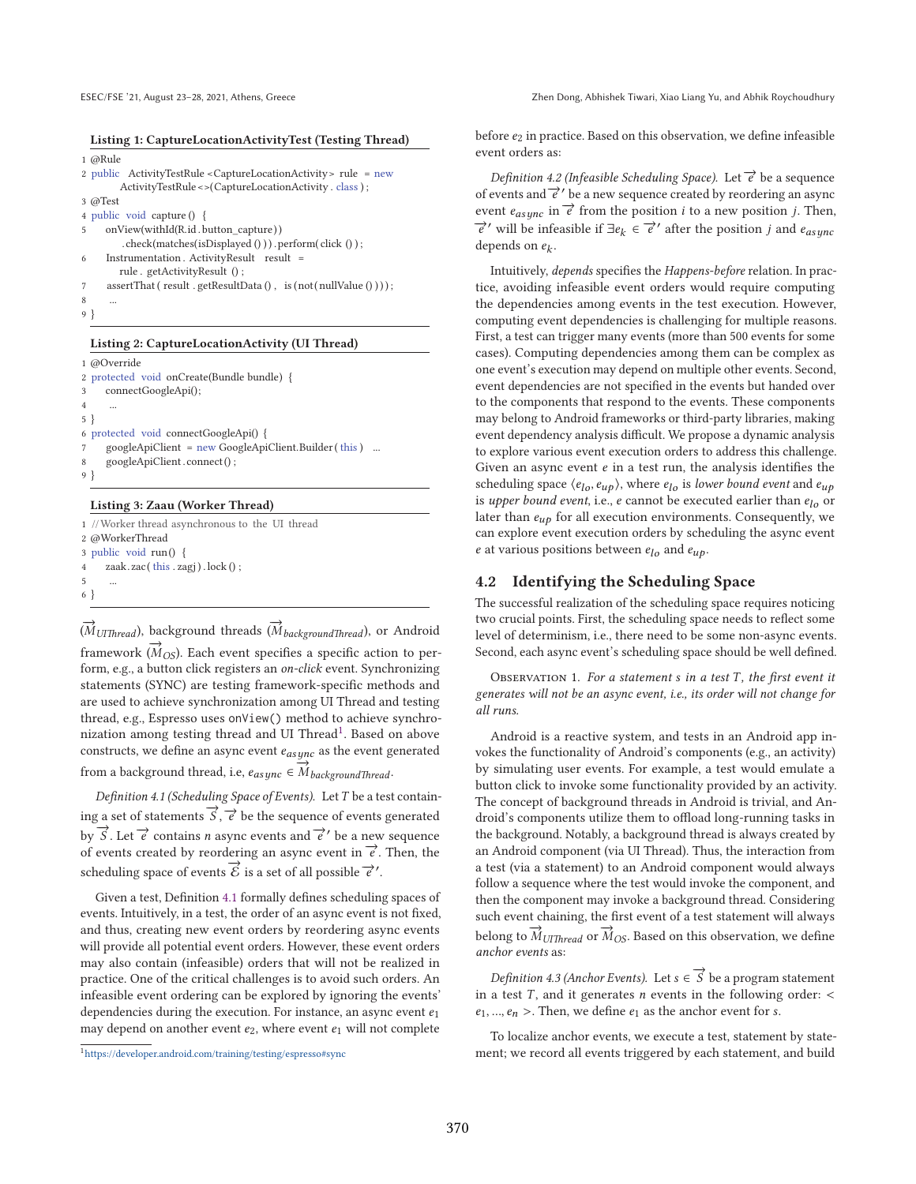**Listing 1: CaptureLocationActivityTest (Testing Thread)**

```
1 @Rule
2 public  ActivityTestRule <CaptureLocationActivity> rule  = new
        ActivityTestRule<>(CaptureLocationActivity . class );
3 @Test
4 public  void  capture ()  {
5     onView(withId(R.id . button_capture))
          . check(matches(isDisplayed () )) . perform( click () );
6     Instrumentation . ActivityResult   result   =
          rule .  getActivityResult  () ;
7     assertThat ( result . getResultData () ,   is (not( nullValue () ))) ;
8     ...
9 }
```

**Listing 2: CaptureLocationActivity (UI Thread)**

```
1 @Override
2 protected  void  onCreate(Bundle bundle)  {
3     connectGoogleApi();
4     ...
5 }
6 protected  void  connectGoogleApi()  {
7     googleApiClient  = new GoogleApiClient.Builder ( this )   ...
8     googleApiClient . connect () ;
9 }
```

**Listing 3: Zaau (Worker Thread)**

```
1 // Worker thread asynchronous to  the  UI  thread
2 @WorkerThread
3 public  void  run()  {
4     zaak.zac( this . zagj ) . lock () ;
5     ...
6 }
```

($\overrightarrow{M}_{UIThread}$), background threads ($\overrightarrow{M}_{backgroundThread}$), or Android framework ($\overrightarrow{M}_{OS}$). Each event specifies a specific action to perform, e.g., a button click registers an *on-click* event. Synchronizing statements (SYNC) are testing framework-specific methods and are used to achieve synchronization among UI Thread and testing thread, e.g., Espresso uses `onView()` method to achieve synchronization among testing thread and UI Thread[1]. Based on above constructs, we define an async event $e_{async}$ as the event generated from a background thread, i.e, $e_{async} \in \overrightarrow{M}_{backgroundThread}$.

*Definition 4.1 (Scheduling Space of Events).* Let $T$ be a test containing a set of statements $\overrightarrow{S}$, $\overrightarrow{e}$ be the sequence of events generated by $\overrightarrow{S}$. Let $\overrightarrow{e}$ contains $n$ async events and $\overrightarrow{e}'$ be a new sequence of events created by reordering an async event in $\overrightarrow{e}$. Then, the scheduling space of events $\overrightarrow{\mathcal{E}}$ is a set of all possible $\overrightarrow{e}'$.

Given a test, Definition 4.1 formally defines scheduling spaces of events. Intuitively, in a test, the order of an async event is not fixed, and thus, creating new event orders by reordering async events will provide all potential event orders. However, these event orders may also contain (infeasible) orders that will not be realized in practice. One of the critical challenges is to avoid such orders. An infeasible event ordering can be explored by ignoring the events' dependencies during the execution. For instance, an async event $e_1$ may depend on another event $e_2$, where event $e_1$ will not complete before $e_2$ in practice. Based on this observation, we define infeasible event orders as:

*Definition 4.2 (Infeasible Scheduling Space).* Let $\overrightarrow{e}$ be a sequence of events and $\overrightarrow{e}'$ be a new sequence created by reordering an async event $e_{async}$ in $\overrightarrow{e}$ from the position $i$ to a new position $j$. Then, $\overrightarrow{e}'$ will be infeasible if $\exists e_k \in \overrightarrow{e}'$ after the position $j$ and $e_{async}$ depends on $e_k$.

Intuitively, *depends* specifies the *Happens-before* relation. In practice, avoiding infeasible event orders would require computing the dependencies among events in the test execution. However, computing event dependencies is challenging for multiple reasons. First, a test can trigger many events (more than 500 events for some cases). Computing dependencies among them can be complex as one event's execution may depend on multiple other events. Second, event dependencies are not specified in the events but handed over to the components that respond to the events. These components may belong to Android frameworks or third-party libraries, making event dependency analysis difficult. We propose a dynamic analysis to explore various event execution orders to address this challenge. Given an async event $e$ in a test run, the analysis identifies the scheduling space $\langle e_{lo}, e_{up} \rangle$, where $e_{lo}$ is *lower bound event* and $e_{up}$ is *upper bound event*, i.e., $e$ cannot be executed earlier than $e_{lo}$ or later than $e_{up}$ for all execution environments. Consequently, we can explore event execution orders by scheduling the async event $e$ at various positions between $e_{lo}$ and $e_{up}$.

## 4.2 Identifying the Scheduling Space

The successful realization of the scheduling space requires noticing two crucial points. First, the scheduling space needs to reflect some level of determinism, i.e., there need to be some non-async events. Second, each async event's scheduling space should be well defined.

Observation 1. *For a statement $s$ in a test $T$, the first event it generates will not be an async event, i.e., its order will not change for all runs.*

Android is a reactive system, and tests in an Android app invokes the functionality of Android's components (e.g., an activity) by simulating user events. For example, a test would emulate a button click to invoke some functionality provided by an activity. The concept of background threads in Android is trivial, and Android's components utilize them to offload long-running tasks in the background. Notably, a background thread is always created by an Android component (via UI Thread). Thus, the interaction from a test (via a statement) to an Android component would always follow a sequence where the test would invoke the component, and then the component may invoke a background thread. Considering such event chaining, the first event of a test statement will always belong to $\overrightarrow{M}_{UIThread}$ or $\overrightarrow{M}_{OS}$. Based on this observation, we define *anchor events* as:

*Definition 4.3 (Anchor Events).* Let $s \in \overrightarrow{S}$ be a program statement in a test $T$, and it generates $n$ events in the following order: $< e_1, ..., e_n >$. Then, we define $e_1$ as the anchor event for $s$.

To localize anchor events, we execute a test, statement by statement; we record all events triggered by each statement, and build

[1] https://developer.android.com/training/testing/espresso#sync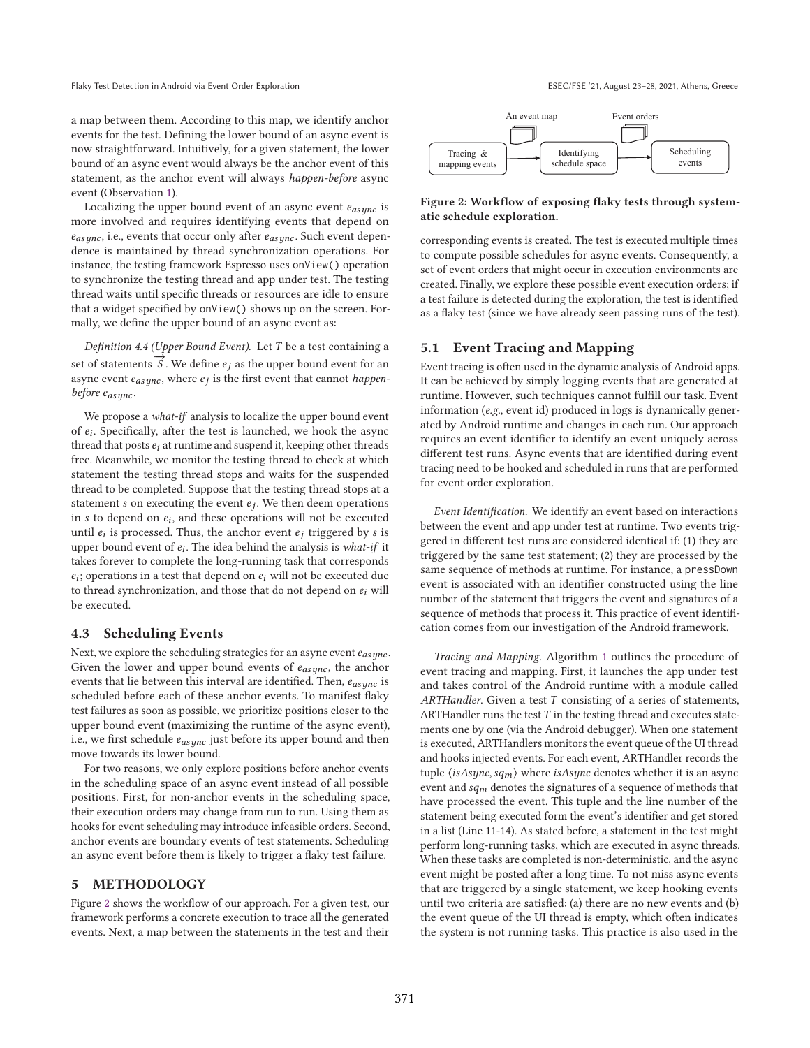a map between them. According to this map, we identify anchor events for the test. Defining the lower bound of an async event is now straightforward. Intuitively, for a given statement, the lower bound of an async event would always be the anchor event of this statement, as the anchor event will always *happen-before* async event (Observation 1).

Localizing the upper bound event of an async event $e_{async}$ is more involved and requires identifying events that depend on $e_{async}$, i.e., events that occur only after $e_{async}$. Such event dependence is maintained by thread synchronization operations. For instance, the testing framework Espresso uses `onView()` operation to synchronize the testing thread and app under test. The testing thread waits until specific threads or resources are idle to ensure that a widget specified by `onView()` shows up on the screen. Formally, we define the upper bound of an async event as:

*Definition 4.4 (Upper Bound Event).* Let $T$ be a test containing a set of statements $\overrightarrow{S}$. We define $e_j$ as the upper bound event for an async event $e_{async}$, where $e_j$ is the first event that cannot *happen-before* $e_{async}$.

We propose a *what-if* analysis to localize the upper bound event of $e_i$. Specifically, after the test is launched, we hook the async thread that posts $e_i$ at runtime and suspend it, keeping other threads free. Meanwhile, we monitor the testing thread to check at which statement the testing thread stops and waits for the suspended thread to be completed. Suppose that the testing thread stops at a statement $s$ on executing the event $e_j$. We then deem operations in $s$ to depend on $e_i$, and these operations will not be executed until $e_i$ is processed. Thus, the anchor event $e_j$ triggered by $s$ is upper bound event of $e_i$. The idea behind the analysis is *what-if* it takes forever to complete the long-running task that corresponds $e_i$; operations in a test that depend on $e_i$ will not be executed due to thread synchronization, and those that do not depend on $e_i$ will be executed.

### 4.3 Scheduling Events

Next, we explore the scheduling strategies for an async event $e_{async}$. Given the lower and upper bound events of $e_{async}$, the anchor events that lie between this interval are identified. Then, $e_{async}$ is scheduled before each of these anchor events. To manifest flaky test failures as soon as possible, we prioritize positions closer to the upper bound event (maximizing the runtime of the async event), i.e., we first schedule $e_{async}$ just before its upper bound and then move towards its lower bound.

For two reasons, we only explore positions before anchor events in the scheduling space of an async event instead of all possible positions. First, for non-anchor events in the scheduling space, their execution orders may change from run to run. Using them as hooks for event scheduling may introduce infeasible orders. Second, anchor events are boundary events of test statements. Scheduling an async event before them is likely to trigger a flaky test failure.

## 5 METHODOLOGY

Figure 2 shows the workflow of our approach. For a given test, our framework performs a concrete execution to trace all the generated events. Next, a map between the statements in the test and their corresponding events is created. The test is executed multiple times to compute possible schedules for async events. Consequently, a set of event orders that might occur in execution environments are created. Finally, we explore these possible event execution orders; if a test failure is detected during the exploration, the test is identified as a flaky test (since we have already seen passing runs of the test).

An event map — Event orders

Tracing & mapping events → Identifying schedule space → Scheduling events

**Figure 2: Workflow of exposing flaky tests through systematic schedule exploration.**

### 5.1 Event Tracing and Mapping

Event tracing is often used in the dynamic analysis of Android apps. It can be achieved by simply logging events that are generated at runtime. However, such techniques cannot fulfill our task. Event information (*e.g.*, event id) produced in logs is dynamically generated by Android runtime and changes in each run. Our approach requires an event identifier to identify an event uniquely across different test runs. Async events that are identified during event tracing need to be hooked and scheduled in runs that are performed for event order exploration.

*Event Identification.* We identify an event based on interactions between the event and app under test at runtime. Two events triggered in different test runs are considered identical if: (1) they are triggered by the same test statement; (2) they are processed by the same sequence of methods at runtime. For instance, a `pressDown` event is associated with an identifier constructed using the line number of the statement that triggers the event and signatures of a sequence of methods that process it. This practice of event identification comes from our investigation of the Android framework.

*Tracing and Mapping.* Algorithm 1 outlines the procedure of event tracing and mapping. First, it launches the app under test and takes control of the Android runtime with a module called *ARTHandler*. Given a test $T$ consisting of a series of statements, ARTHandler runs the test $T$ in the testing thread and executes statements one by one (via the Android debugger). When one statement is executed, ARTHandlers monitors the event queue of the UI thread and hooks injected events. For each event, ARTHandler records the tuple $\langle isAsync, sq_m \rangle$ where *isAsync* denotes whether it is an async event and $sq_m$ denotes the signatures of a sequence of methods that have processed the event. This tuple and the line number of the statement being executed form the event's identifier and get stored in a list (Line 11-14). As stated before, a statement in the test might perform long-running tasks, which are executed in async threads. When these tasks are completed is non-deterministic, and the async event might be posted after a long time. To not miss async events that are triggered by a single statement, we keep hooking events until two criteria are satisfied: (a) there are no new events and (b) the event queue of the UI thread is empty, which often indicates the system is not running tasks. This practice is also used in the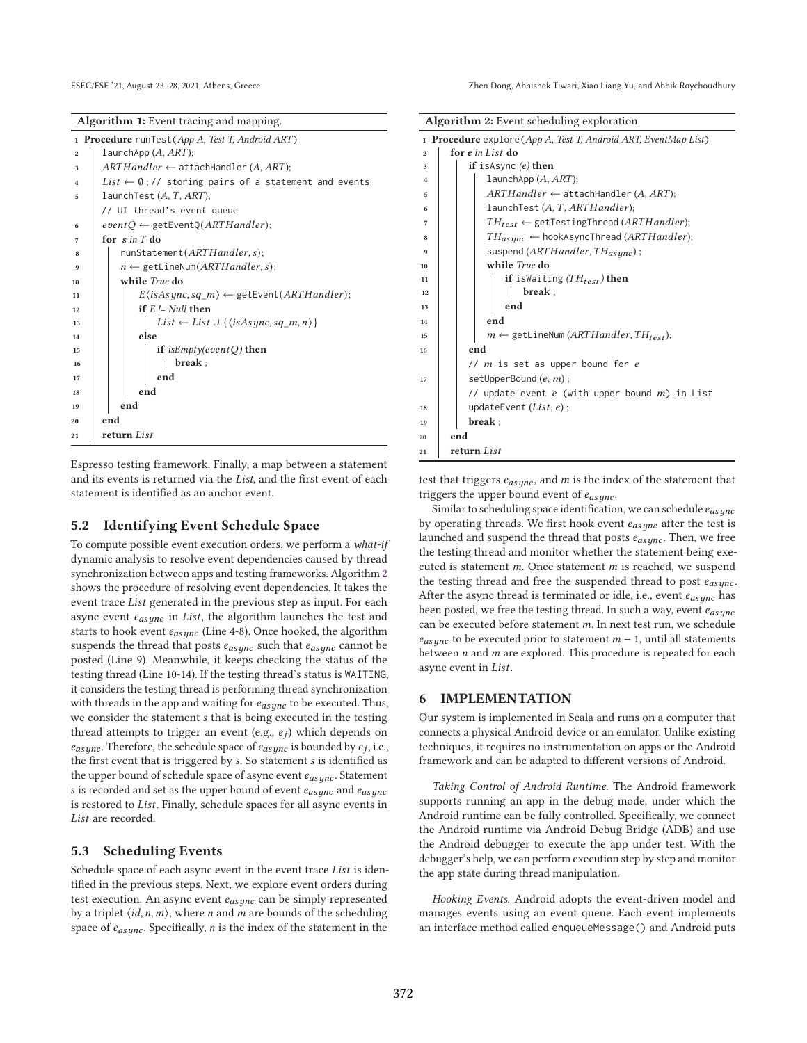**Algorithm 1:** Event tracing and mapping.

```
1  Procedure runTest(App A, Test T, Android ART)
2      launchApp (A, ART);
3      ARTHandler ← attachHandler (A, ART);
4      List ← ∅ ; // storing pairs of a statement and events
5      launchTest (A, T, ART);
       // UI thread's event queue
6      eventQ ← getEventQ(ARTHandler);
7      for s in T do
8          runStatement(ARTHandler, s);
9          n ← getLineNum(ARTHandler, s);
10         while True do
11             E⟨isAsync, sq_m⟩ ← getEvent(ARTHandler);
12             if E != Null then
13                 List ← List ∪ {⟨isAsync, sq_m, n⟩}
14             else
15                 if isEmpty(eventQ) then
16                     break ;
17                 end
18             end
19         end
20     end
21     return List
```

Espresso testing framework. Finally, a map between a statement and its events is returned via the *List*, and the first event of each statement is identified as an anchor event.

## 5.2 Identifying Event Schedule Space

To compute possible event execution orders, we perform a *what-if* dynamic analysis to resolve event dependencies caused by thread synchronization between apps and testing frameworks. Algorithm 2 shows the procedure of resolving event dependencies. It takes the event trace *List* generated in the previous step as input. For each async event $e_{async}$ in *List*, the algorithm launches the test and starts to hook event $e_{async}$ (Line 4-8). Once hooked, the algorithm suspends the thread that posts $e_{async}$ such that $e_{async}$ cannot be posted (Line 9). Meanwhile, it keeps checking the status of the testing thread (Line 10-14). If the testing thread's status is WAITING, it considers the testing thread is performing thread synchronization with threads in the app and waiting for $e_{async}$ to be executed. Thus, we consider the statement $s$ that is being executed in the testing thread attempts to trigger an event (e.g., $e_j$) which depends on $e_{async}$. Therefore, the schedule space of $e_{async}$ is bounded by $e_j$, i.e., the first event that is triggered by $s$. So statement $s$ is identified as the upper bound of schedule space of async event $e_{async}$. Statement $s$ is recorded and set as the upper bound of event $e_{async}$ and $e_{async}$ is restored to *List*. Finally, schedule spaces for all async events in *List* are recorded.

## 5.3 Scheduling Events

Schedule space of each async event in the event trace *List* is identified in the previous steps. Next, we explore event orders during test execution. An async event $e_{async}$ can be simply represented by a triplet $\langle id, n, m \rangle$, where $n$ and $m$ are bounds of the scheduling space of $e_{async}$. Specifically, $n$ is the index of the statement in the test that triggers $e_{async}$, and $m$ is the index of the statement that triggers the upper bound event of $e_{async}$.

**Algorithm 2:** Event scheduling exploration.

```
1  Procedure explore(App A, Test T, Android ART, EventMap List)
2      for e in List do
3          if isAsync (e) then
4              launchApp (A, ART);
5              ARTHandler ← attachHandler (A, ART);
6              launchTest (A, T, ARTHandler);
7              TH_test ← getTestingThread (ARTHandler);
8              TH_async ← hookAsyncThread (ARTHandler);
9              suspend (ARTHandler, TH_async) ;
10             while True do
11                 if isWaiting (TH_test) then
12                     break ;
13                 end
14             end
15             m ← getLineNum (ARTHandler, TH_test);
16         end
           // m is set as upper bound for e
17         setUpperBound (e, m) ;
           // update event e (with upper bound m) in List
18         updateEvent (List, e) ;
19         break ;
20     end
21     return List
```

Similar to scheduling space identification, we can schedule $e_{async}$ by operating threads. We first hook event $e_{async}$ after the test is launched and suspend the thread that posts $e_{async}$. Then, we free the testing thread and monitor whether the statement being executed is statement $m$. Once statement $m$ is reached, we suspend the testing thread and free the suspended thread to post $e_{async}$. After the async thread is terminated or idle, i.e., event $e_{async}$ has been posted, we free the testing thread. In such a way, event $e_{async}$ can be executed before statement $m$. In next test run, we schedule $e_{async}$ to be executed prior to statement $m - 1$, until all statements between $n$ and $m$ are explored. This procedure is repeated for each async event in *List*.

# 6 IMPLEMENTATION

Our system is implemented in Scala and runs on a computer that connects a physical Android device or an emulator. Unlike existing techniques, it requires no instrumentation on apps or the Android framework and can be adapted to different versions of Android.

*Taking Control of Android Runtime.* The Android framework supports running an app in the debug mode, under which the Android runtime can be fully controlled. Specifically, we connect the Android runtime via Android Debug Bridge (ADB) and use the Android debugger to execute the app under test. With the debugger's help, we can perform execution step by step and monitor the app state during thread manipulation.

*Hooking Events.* Android adopts the event-driven model and manages events using an event queue. Each event implements an interface method called enqueueMessage() and Android puts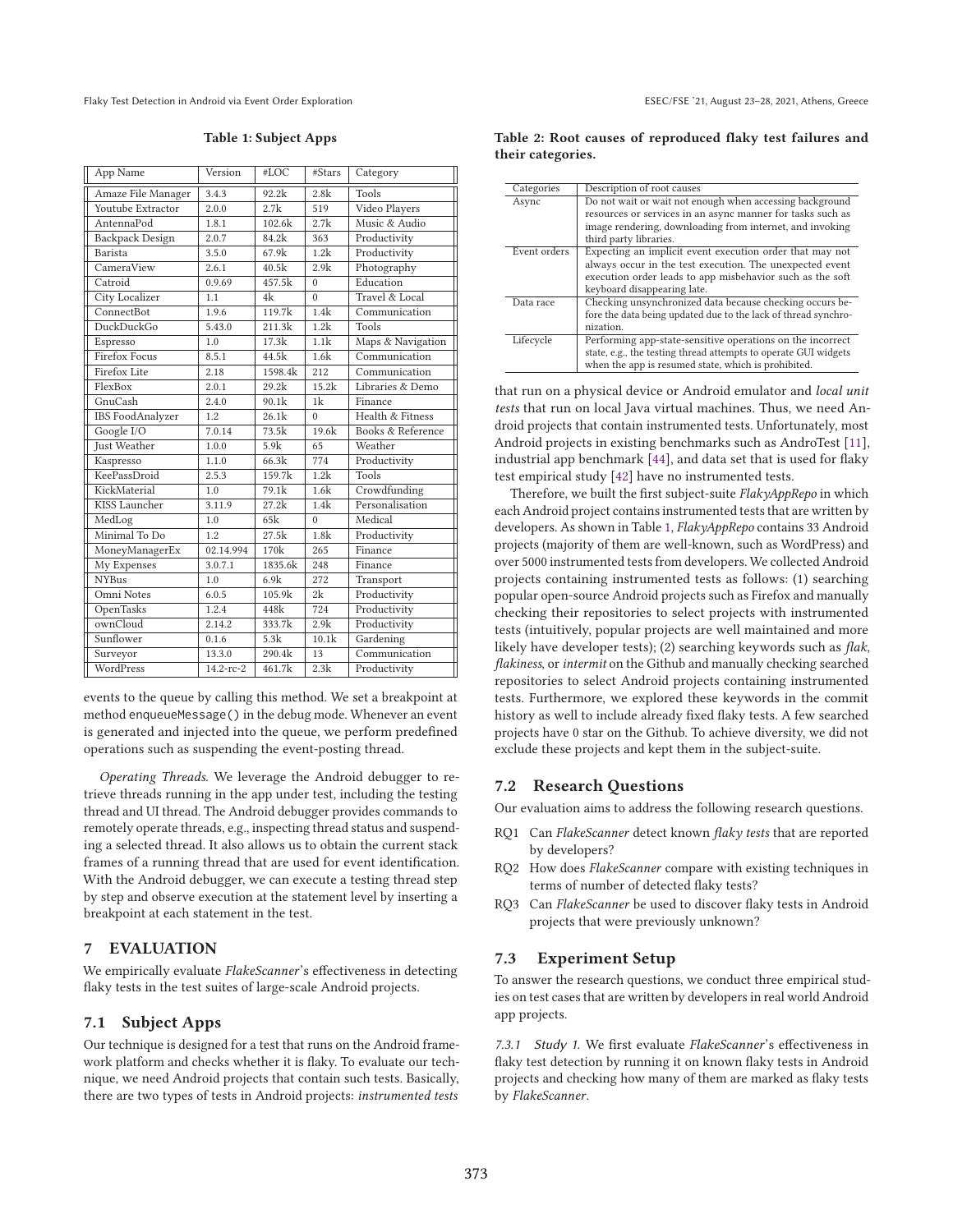**Table 1: Subject Apps**

| App Name | Version | #LOC | #Stars | Category |
|---|---|---|---|---|
| Amaze File Manager | 3.4.3 | 92.2k | 2.8k | Tools |
| Youtube Extractor | 2.0.0 | 2.7k | 519 | Video Players |
| AntennaPod | 1.8.1 | 102.6k | 2.7k | Music & Audio |
| Backpack Design | 2.0.7 | 84.2k | 363 | Productivity |
| Barista | 3.5.0 | 67.9k | 1.2k | Productivity |
| CameraView | 2.6.1 | 40.5k | 2.9k | Photography |
| Catroid | 0.9.69 | 457.5k | 0 | Education |
| City Localizer | 1.1 | 4k | 0 | Travel & Local |
| ConnectBot | 1.9.6 | 119.7k | 1.4k | Communication |
| DuckDuckGo | 5.43.0 | 211.3k | 1.2k | Tools |
| Espresso | 1.0 | 17.3k | 1.1k | Maps & Navigation |
| Firefox Focus | 8.5.1 | 44.5k | 1.6k | Communication |
| Firefox Lite | 2.18 | 1598.4k | 212 | Communication |
| FlexBox | 2.0.1 | 29.2k | 15.2k | Libraries & Demo |
| GnuCash | 2.4.0 | 90.1k | 1k | Finance |
| IBS FoodAnalyzer | 1.2 | 26.1k | 0 | Health & Fitness |
| Google I/O | 7.0.14 | 73.5k | 19.6k | Books & Reference |
| Just Weather | 1.0.0 | 5.9k | 65 | Weather |
| Kaspresso | 1.1.0 | 66.3k | 774 | Productivity |
| KeePassDroid | 2.5.3 | 159.7k | 1.2k | Tools |
| KickMaterial | 1.0 | 79.1k | 1.6k | Crowdfunding |
| KISS Launcher | 3.11.9 | 27.2k | 1.4k | Personalisation |
| MedLog | 1.0 | 65k | 0 | Medical |
| Minimal To Do | 1.2 | 27.5k | 1.8k | Productivity |
| MoneyManagerEx | 02.14.994 | 170k | 265 | Finance |
| My Expenses | 3.0.7.1 | 1835.6k | 248 | Finance |
| NYBus | 1.0 | 6.9k | 272 | Transport |
| Omni Notes | 6.0.5 | 105.9k | 2k | Productivity |
| OpenTasks | 1.2.4 | 448k | 724 | Productivity |
| ownCloud | 2.14.2 | 333.7k | 2.9k | Productivity |
| Sunflower | 0.1.6 | 5.3k | 10.1k | Gardening |
| Surveyor | 13.3.0 | 290.4k | 13 | Communication |
| WordPress | 14.2-rc-2 | 461.7k | 2.3k | Productivity |

events to the queue by calling this method. We set a breakpoint at method `enqueueMessage()` in the debug mode. Whenever an event is generated and injected into the queue, we perform predefined operations such as suspending the event-posting thread.

*Operating Threads.* We leverage the Android debugger to retrieve threads running in the app under test, including the testing thread and UI thread. The Android debugger provides commands to remotely operate threads, e.g., inspecting thread status and suspending a selected thread. It also allows us to obtain the current stack frames of a running thread that are used for event identification. With the Android debugger, we can execute a testing thread step by step and observe execution at the statement level by inserting a breakpoint at each statement in the test.

## 7 EVALUATION

We empirically evaluate *FlakeScanner*'s effectiveness in detecting flaky tests in the test suites of large-scale Android projects.

### 7.1 Subject Apps

Our technique is designed for a test that runs on the Android framework platform and checks whether it is flaky. To evaluate our technique, we need Android projects that contain such tests. Basically, there are two types of tests in Android projects: *instrumented tests*

**Table 2: Root causes of reproduced flaky test failures and their categories.**

| Categories | Description of root causes |
|---|---|
| Async | Do not wait or wait not enough when accessing background resources or services in an async manner for tasks such as image rendering, downloading from internet, and invoking third party libraries. |
| Event orders | Expecting an implicit event execution order that may not always occur in the test execution. The unexpected event execution order leads to app misbehavior such as the soft keyboard disappearing late. |
| Data race | Checking unsynchronized data because checking occurs before the data being updated due to the lack of thread synchronization. |
| Lifecycle | Performing app-state-sensitive operations on the incorrect state, e.g., the testing thread attempts to operate GUI widgets when the app is resumed state, which is prohibited. |

that run on a physical device or Android emulator and *local unit tests* that run on local Java virtual machines. Thus, we need Android projects that contain instrumented tests. Unfortunately, most Android projects in existing benchmarks such as AndroTest [11], industrial app benchmark [44], and data set that is used for flaky test empirical study [42] have no instrumented tests.

Therefore, we built the first subject-suite *FlakyAppRepo* in which each Android project contains instrumented tests that are written by developers. As shown in Table 1, *FlakyAppRepo* contains 33 Android projects (majority of them are well-known, such as WordPress) and over 5000 instrumented tests from developers. We collected Android projects containing instrumented tests as follows: (1) searching popular open-source Android projects such as Firefox and manually checking their repositories to select projects with instrumented tests (intuitively, popular projects are well maintained and more likely have developer tests); (2) searching keywords such as *flak*, *flakiness*, or *intermit* on the Github and manually checking searched repositories to select Android projects containing instrumented tests. Furthermore, we explored these keywords in the commit history as well to include already fixed flaky tests. A few searched projects have 0 star on the Github. To achieve diversity, we did not exclude these projects and kept them in the subject-suite.

### 7.2 Research Questions

Our evaluation aims to address the following research questions.

- RQ1 Can *FlakeScanner* detect known *flaky tests* that are reported by developers?
- RQ2 How does *FlakeScanner* compare with existing techniques in terms of number of detected flaky tests?
- RQ3 Can *FlakeScanner* be used to discover flaky tests in Android projects that were previously unknown?

### 7.3 Experiment Setup

To answer the research questions, we conduct three empirical studies on test cases that are written by developers in real world Android app projects.

*7.3.1 Study 1.* We first evaluate *FlakeScanner*'s effectiveness in flaky test detection by running it on known flaky tests in Android projects and checking how many of them are marked as flaky tests by *FlakeScanner*.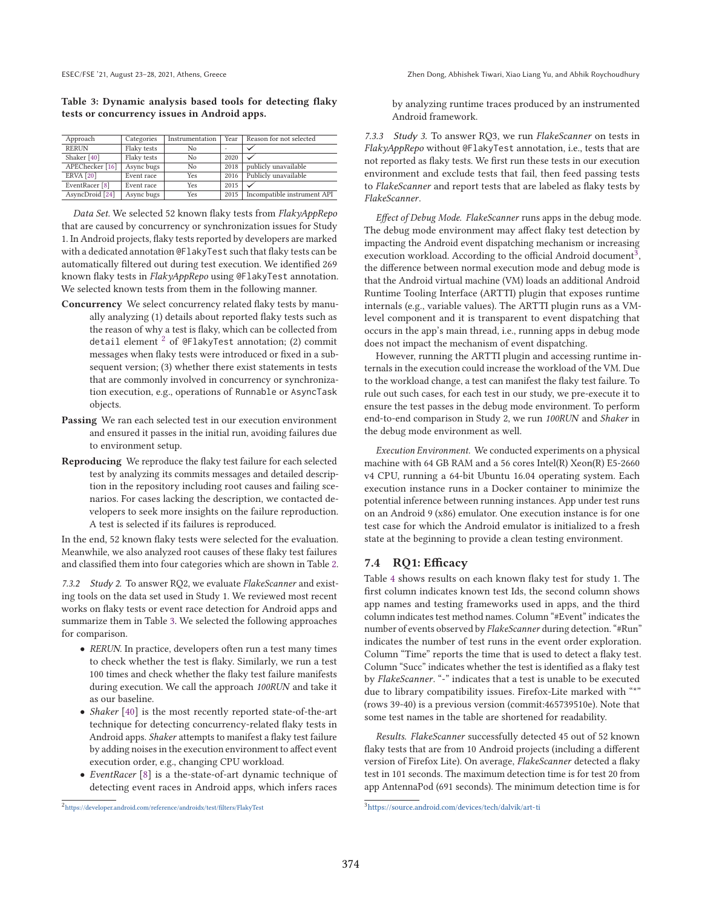**Table 3: Dynamic analysis based tools for detecting flaky tests or concurrency issues in Android apps.**

| Approach | Categories | Instrumentation | Year | Reason for not selected |
|---|---|---|---|---|
| RERUN | Flaky tests | No | - | ✓ |
| Shaker [40] | Flaky tests | No | 2020 | ✓ |
| APEChecker [16] | Async bugs | No | 2018 | publicly unavailable |
| ERVA [20] | Event race | Yes | 2016 | Publicly unavailable |
| EventRacer [8] | Event race | Yes | 2015 | ✓ |
| AsyncDroid [24] | Async bugs | Yes | 2015 | Incompatible instrument API |

*Data Set.* We selected 52 known flaky tests from *FlakyAppRepo* that are caused by concurrency or synchronization issues for Study 1. In Android projects, flaky tests reported by developers are marked with a dedicated annotation `@FlakyTest` such that flaky tests can be automatically filtered out during test execution. We identified 269 known flaky tests in *FlakyAppRepo* using `@FlakyTest` annotation. We selected known tests from them in the following manner.

**Concurrency** We select concurrency related flaky tests by manually analyzing (1) details about reported flaky tests such as the reason of why a test is flaky, which can be collected from `detail` element [2] of `@FlakyTest` annotation; (2) commit messages when flaky tests were introduced or fixed in a subsequent version; (3) whether there exist statements in tests that are commonly involved in concurrency or synchronization execution, e.g., operations of `Runnable` or `AsyncTask` objects.

**Passing** We ran each selected test in our execution environment and ensured it passes in the initial run, avoiding failures due to environment setup.

**Reproducing** We reproduce the flaky test failure for each selected test by analyzing its commits messages and detailed description in the repository including root causes and failing scenarios. For cases lacking the description, we contacted developers to seek more insights on the failure reproduction. A test is selected if its failures is reproduced.

In the end, 52 known flaky tests were selected for the evaluation. Meanwhile, we also analyzed root causes of these flaky test failures and classified them into four categories which are shown in Table 2.

*7.3.2 Study 2.* To answer RQ2, we evaluate *FlakeScanner* and existing tools on the data set used in Study 1. We reviewed most recent works on flaky tests or event race detection for Android apps and summarize them in Table 3. We selected the following approaches for comparison.

- *RERUN.* In practice, developers often run a test many times to check whether the test is flaky. Similarly, we run a test 100 times and check whether the flaky test failure manifests during execution. We call the approach *100RUN* and take it as our baseline.
- *Shaker* [40] is the most recently reported state-of-the-art technique for detecting concurrency-related flaky tests in Android apps. *Shaker* attempts to manifest a flaky test failure by adding noises in the execution environment to affect event execution order, e.g., changing CPU workload.
- *EventRacer* [8] is a the-state-of-art dynamic technique of detecting event races in Android apps, which infers races by analyzing runtime traces produced by an instrumented Android framework.

[2] https://developer.android.com/reference/androidx/test/filters/FlakyTest

*7.3.3 Study 3.* To answer RQ3, we run *FlakeScanner* on tests in *FlakyAppRepo* without `@FlakyTest` annotation, i.e., tests that are not reported as flaky tests. We first run these tests in our execution environment and exclude tests that fail, then feed passing tests to *FlakeScanner* and report tests that are labeled as flaky tests by *FlakeScanner*.

*Effect of Debug Mode. FlakeScanner* runs apps in the debug mode. The debug mode environment may affect flaky test detection by impacting the Android event dispatching mechanism or increasing execution workload. According to the official Android document[3], the difference between normal execution mode and debug mode is that the Android virtual machine (VM) loads an additional Android Runtime Tooling Interface (ARTTI) plugin that exposes runtime internals (e.g., variable values). The ARTTI plugin runs as a VM-level component and it is transparent to event dispatching that occurs in the app's main thread, i.e., running apps in debug mode does not impact the mechanism of event dispatching.

However, running the ARTTI plugin and accessing runtime internals in the execution could increase the workload of the VM. Due to the workload change, a test can manifest the flaky test failure. To rule out such cases, for each test in our study, we pre-execute it to ensure the test passes in the debug mode environment. To perform end-to-end comparison in Study 2, we run *100RUN* and *Shaker* in the debug mode environment as well.

*Execution Environment.* We conducted experiments on a physical machine with 64 GB RAM and a 56 cores Intel(R) Xeon(R) E5-2660 v4 CPU, running a 64-bit Ubuntu 16.04 operating system. Each execution instance runs in a Docker container to minimize the potential inference between running instances. App under test runs on an Android 9 (x86) emulator. One execution instance is for one test case for which the Android emulator is initialized to a fresh state at the beginning to provide a clean testing environment.

## 7.4 RQ1: Efficacy

Table 4 shows results on each known flaky test for study 1. The first column indicates known test Ids, the second column shows app names and testing frameworks used in apps, and the third column indicates test method names. Column "#Event" indicates the number of events observed by *FlakeScanner* during detection. "#Run" indicates the number of test runs in the event order exploration. Column "Time" reports the time that is used to detect a flaky test. Column "Succ" indicates whether the test is identified as a flaky test by *FlakeScanner*. "-" indicates that a test is unable to be executed due to library compatibility issues. Firefox-Lite marked with "*" (rows 39-40) is a previous version (commit:465739510e). Note that some test names in the table are shortened for readability.

*Results. FlakeScanner* successfully detected 45 out of 52 known flaky tests that are from 10 Android projects (including a different version of Firefox Lite). On average, *FlakeScanner* detected a flaky test in 101 seconds. The maximum detection time is for test 20 from app AntennaPod (691 seconds). The minimum detection time is for

[3] https://source.android.com/devices/tech/dalvik/art-ti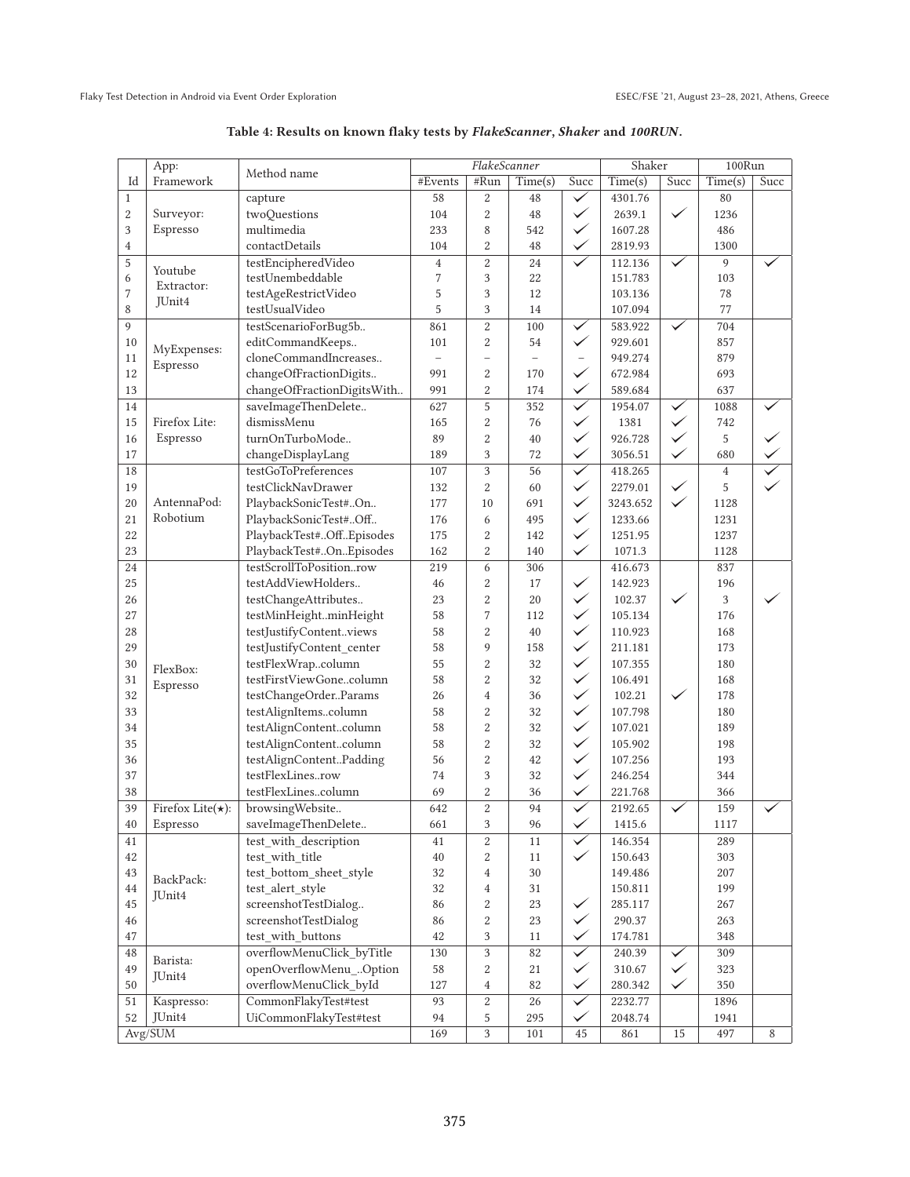**Table 4: Results on known flaky tests by *FlakeScanner*, *Shaker* and *100RUN*.**

| Id | App: Framework | Method name | FlakeScanner | | | | Shaker | | 100Run | |
|---|---|---|---|---|---|---|---|---|---|---|
| | | | #Events | #Run | Time(s) | Succ | Time(s) | Succ | Time(s) | Succ |
| 1 | Surveyor: Espresso | capture | 58 | 2 | 48 | ✓ | 4301.76 | | 80 | |
| 2 | | twoQuestions | 104 | 2 | 48 | ✓ | 2639.1 | ✓ | 1236 | |
| 3 | | multimedia | 233 | 8 | 542 | ✓ | 1607.28 | | 486 | |
| 4 | | contactDetails | 104 | 2 | 48 | ✓ | 2819.93 | | 1300 | |
| 5 | Youtube Extractor: JUnit4 | testEncipheredVideo | 4 | 2 | 24 | ✓ | 112.136 | ✓ | 9 | ✓ |
| 6 | | testUnembeddable | 7 | 3 | 22 | | 151.783 | | 103 | |
| 7 | | testAgeRestrictVideo | 5 | 3 | 12 | | 103.136 | | 78 | |
| 8 | | testUsualVideo | 5 | 3 | 14 | | 107.094 | | 77 | |
| 9 | MyExpenses: Espresso | testScenarioForBug5b.. | 861 | 2 | 100 | ✓ | 583.922 | ✓ | 704 | |
| 10 | | editCommandKeeps.. | 101 | 2 | 54 | ✓ | 929.601 | | 857 | |
| 11 | | cloneCommandIncreases.. | – | – | – | – | 949.274 | | 879 | |
| 12 | | changeOfFractionDigits.. | 991 | 2 | 170 | ✓ | 672.984 | | 693 | |
| 13 | | changeOfFractionDigitsWith.. | 991 | 2 | 174 | ✓ | 589.684 | | 637 | |
| 14 | Firefox Lite: Espresso | saveImageThenDelete.. | 627 | 5 | 352 | ✓ | 1954.07 | ✓ | 1088 | ✓ |
| 15 | | dismissMenu | 165 | 2 | 76 | ✓ | 1381 | ✓ | 742 | |
| 16 | | turnOnTurboMode.. | 89 | 2 | 40 | ✓ | 926.728 | ✓ | 5 | ✓ |
| 17 | | changeDisplayLang | 189 | 3 | 72 | ✓ | 3056.51 | ✓ | 680 | ✓ |
| 18 | AntennaPod: Robotium | testGoToPreferences | 107 | 3 | 56 | ✓ | 418.265 | | 4 | ✓ |
| 19 | | testClickNavDrawer | 132 | 2 | 60 | ✓ | 2279.01 | ✓ | 5 | ✓ |
| 20 | | PlaybackSonicTest#..On.. | 177 | 10 | 691 | ✓ | 3243.652 | ✓ | 1128 | |
| 21 | | PlaybackSonicTest#..Off.. | 176 | 6 | 495 | ✓ | 1233.66 | | 1231 | |
| 22 | | PlaybackTest#..Off..Episodes | 175 | 2 | 142 | ✓ | 1251.95 | | 1237 | |
| 23 | | PlaybackTest#..On..Episodes | 162 | 2 | 140 | ✓ | 1071.3 | | 1128 | |
| 24 | FlexBox: Espresso | testScrollToPosition..row | 219 | 6 | 306 | | 416.673 | | 837 | |
| 25 | | testAddViewHolders.. | 46 | 2 | 17 | ✓ | 142.923 | | 196 | |
| 26 | | testChangeAttributes.. | 23 | 2 | 20 | ✓ | 102.37 | ✓ | 3 | ✓ |
| 27 | | testMinHeight..minHeight | 58 | 7 | 112 | ✓ | 105.134 | | 176 | |
| 28 | | testJustifyContent..views | 58 | 2 | 40 | ✓ | 110.923 | | 168 | |
| 29 | | testJustifyContent_center | 58 | 9 | 158 | ✓ | 211.181 | | 173 | |
| 30 | | testFlexWrap..column | 55 | 2 | 32 | ✓ | 107.355 | | 180 | |
| 31 | | testFirstViewGone..column | 58 | 2 | 32 | ✓ | 106.491 | | 168 | |
| 32 | | testChangeOrder..Params | 26 | 4 | 36 | ✓ | 102.21 | ✓ | 178 | |
| 33 | | testAlignItems..column | 58 | 2 | 32 | ✓ | 107.798 | | 180 | |
| 34 | | testAlignContent..column | 58 | 2 | 32 | ✓ | 107.021 | | 189 | |
| 35 | | testAlignContent..column | 58 | 2 | 32 | ✓ | 105.902 | | 198 | |
| 36 | | testAlignContent..Padding | 56 | 2 | 42 | ✓ | 107.256 | | 193 | |
| 37 | | testFlexLines..row | 74 | 3 | 32 | ✓ | 246.254 | | 344 | |
| 38 | | testFlexLines..column | 69 | 2 | 36 | ✓ | 221.768 | | 366 | |
| 39 | Firefox Lite(★): Espresso | browsingWebsite.. | 642 | 2 | 94 | ✓ | 2192.65 | ✓ | 159 | ✓ |
| 40 | | saveImageThenDelete.. | 661 | 3 | 96 | ✓ | 1415.6 | | 1117 | |
| 41 | BackPack: JUnit4 | test_with_description | 41 | 2 | 11 | ✓ | 146.354 | | 289 | |
| 42 | | test_with_title | 40 | 2 | 11 | ✓ | 150.643 | | 303 | |
| 43 | | test_bottom_sheet_style | 32 | 4 | 30 | | 149.486 | | 207 | |
| 44 | | test_alert_style | 32 | 4 | 31 | | 150.811 | | 199 | |
| 45 | | screenshotTestDialog.. | 86 | 2 | 23 | ✓ | 285.117 | | 267 | |
| 46 | | screenshotTestDialog | 86 | 2 | 23 | ✓ | 290.37 | | 263 | |
| 47 | | test_with_buttons | 42 | 3 | 11 | ✓ | 174.781 | | 348 | |
| 48 | Barista: JUnit4 | overflowMenuClick_byTitle | 130 | 3 | 82 | ✓ | 240.39 | ✓ | 309 | |
| 49 | | openOverflowMenu_..Option | 58 | 2 | 21 | ✓ | 310.67 | ✓ | 323 | |
| 50 | | overflowMenuClick_byId | 127 | 4 | 82 | ✓ | 280.342 | ✓ | 350 | |
| 51 | Kaspresso: JUnit4 | CommonFlakyTest#test | 93 | 2 | 26 | ✓ | 2232.77 | | 1896 | |
| 52 | | UiCommonFlakyTest#test | 94 | 5 | 295 | ✓ | 2048.74 | | 1941 | |
| Avg/SUM | | | 169 | 3 | 101 | 45 | 861 | 15 | 497 | 8 |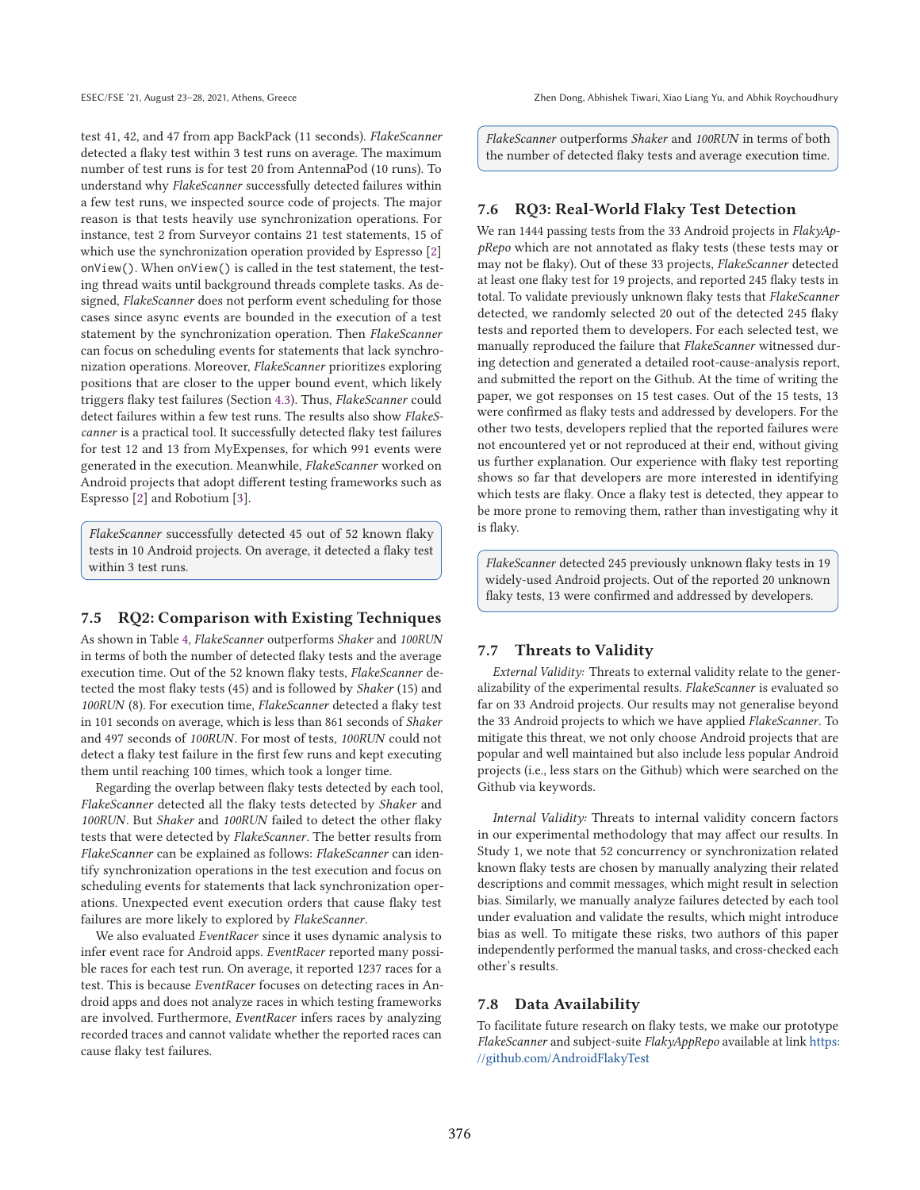test 41, 42, and 47 from app BackPack (11 seconds). *FlakeScanner* detected a flaky test within 3 test runs on average. The maximum number of test runs is for test 20 from AntennaPod (10 runs). To understand why *FlakeScanner* successfully detected failures within a few test runs, we inspected source code of projects. The major reason is that tests heavily use synchronization operations. For instance, test 2 from Surveyor contains 21 test statements, 15 of which use the synchronization operation provided by Espresso [2] `onView()`. When `onView()` is called in the test statement, the testing thread waits until background threads complete tasks. As designed, *FlakeScanner* does not perform event scheduling for those cases since async events are bounded in the execution of a test statement by the synchronization operation. Then *FlakeScanner* can focus on scheduling events for statements that lack synchronization operations. Moreover, *FlakeScanner* prioritizes exploring positions that are closer to the upper bound event, which likely triggers flaky test failures (Section 4.3). Thus, *FlakeScanner* could detect failures within a few test runs. The results also show *FlakeScanner* is a practical tool. It successfully detected flaky test failures for test 12 and 13 from MyExpenses, for which 991 events were generated in the execution. Meanwhile, *FlakeScanner* worked on Android projects that adopt different testing frameworks such as Espresso [2] and Robotium [3].

> *FlakeScanner* successfully detected 45 out of 52 known flaky tests in 10 Android projects. On average, it detected a flaky test within 3 test runs.

### 7.5 RQ2: Comparison with Existing Techniques

As shown in Table 4, *FlakeScanner* outperforms *Shaker* and *100RUN* in terms of both the number of detected flaky tests and the average execution time. Out of the 52 known flaky tests, *FlakeScanner* detected the most flaky tests (45) and is followed by *Shaker* (15) and *100RUN* (8). For execution time, *FlakeScanner* detected a flaky test in 101 seconds on average, which is less than 861 seconds of *Shaker* and 497 seconds of *100RUN*. For most of tests, *100RUN* could not detect a flaky test failure in the first few runs and kept executing them until reaching 100 times, which took a longer time.

Regarding the overlap between flaky tests detected by each tool, *FlakeScanner* detected all the flaky tests detected by *Shaker* and *100RUN*. But *Shaker* and *100RUN* failed to detect the other flaky tests that were detected by *FlakeScanner*. The better results from *FlakeScanner* can be explained as follows: *FlakeScanner* can identify synchronization operations in the test execution and focus on scheduling events for statements that lack synchronization operations. Unexpected event execution orders that cause flaky test failures are more likely to explored by *FlakeScanner*.

We also evaluated *EventRacer* since it uses dynamic analysis to infer event race for Android apps. *EventRacer* reported many possible races for each test run. On average, it reported 1237 races for a test. This is because *EventRacer* focuses on detecting races in Android apps and does not analyze races in which testing frameworks are involved. Furthermore, *EventRacer* infers races by analyzing recorded traces and cannot validate whether the reported races can cause flaky test failures.

> *FlakeScanner* outperforms *Shaker* and *100RUN* in terms of both the number of detected flaky tests and average execution time.

### 7.6 RQ3: Real-World Flaky Test Detection

We ran 1444 passing tests from the 33 Android projects in *FlakyAppRepo* which are not annotated as flaky tests (these tests may or may not be flaky). Out of these 33 projects, *FlakeScanner* detected at least one flaky test for 19 projects, and reported 245 flaky tests in total. To validate previously unknown flaky tests that *FlakeScanner* detected, we randomly selected 20 out of the detected 245 flaky tests and reported them to developers. For each selected test, we manually reproduced the failure that *FlakeScanner* witnessed during detection and generated a detailed root-cause-analysis report, and submitted the report on the Github. At the time of writing the paper, we got responses on 15 test cases. Out of the 15 tests, 13 were confirmed as flaky tests and addressed by developers. For the other two tests, developers replied that the reported failures were not encountered yet or not reproduced at their end, without giving us further explanation. Our experience with flaky test reporting shows so far that developers are more interested in identifying which tests are flaky. Once a flaky test is detected, they appear to be more prone to removing them, rather than investigating why it is flaky.

> *FlakeScanner* detected 245 previously unknown flaky tests in 19 widely-used Android projects. Out of the reported 20 unknown flaky tests, 13 were confirmed and addressed by developers.

### 7.7 Threats to Validity

*External Validity:* Threats to external validity relate to the generalizability of the experimental results. *FlakeScanner* is evaluated so far on 33 Android projects. Our results may not generalise beyond the 33 Android projects to which we have applied *FlakeScanner*. To mitigate this threat, we not only choose Android projects that are popular and well maintained but also include less popular Android projects (i.e., less stars on the Github) which were searched on the Github via keywords.

*Internal Validity:* Threats to internal validity concern factors in our experimental methodology that may affect our results. In Study 1, we note that 52 concurrency or synchronization related known flaky tests are chosen by manually analyzing their related descriptions and commit messages, which might result in selection bias. Similarly, we manually analyze failures detected by each tool under evaluation and validate the results, which might introduce bias as well. To mitigate these risks, two authors of this paper independently performed the manual tasks, and cross-checked each other's results.

### 7.8 Data Availability

To facilitate future research on flaky tests, we make our prototype *FlakeScanner* and subject-suite *FlakyAppRepo* available at link https://github.com/AndroidFlakyTest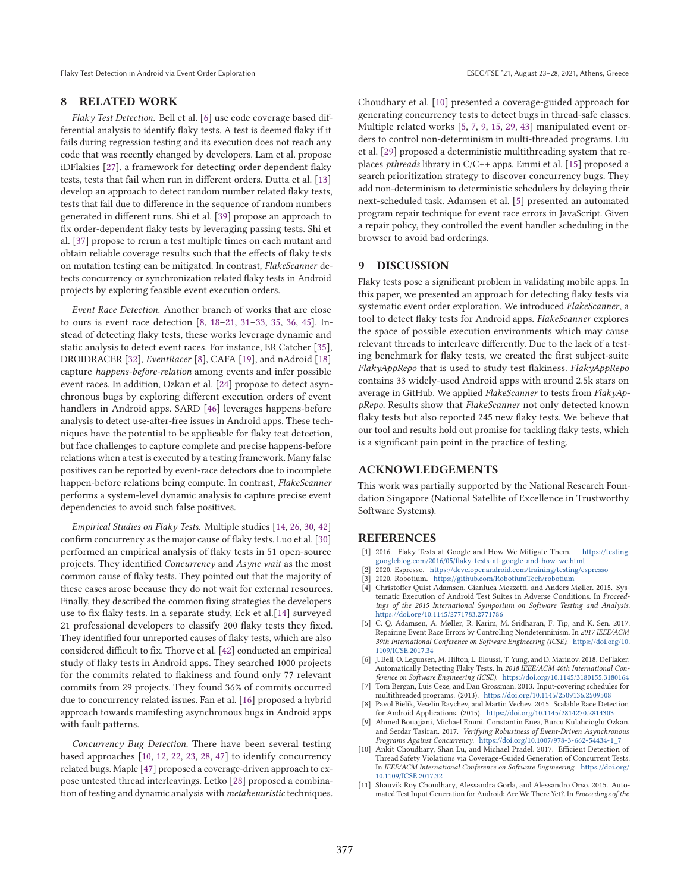## 8 RELATED WORK

*Flaky Test Detection.* Bell et al. [6] use code coverage based differential analysis to identify flaky tests. A test is deemed flaky if it fails during regression testing and its execution does not reach any code that was recently changed by developers. Lam et al. propose iDFlakies [27], a framework for detecting order dependent flaky tests, tests that fail when run in different orders. Dutta et al. [13] develop an approach to detect random number related flaky tests, tests that fail due to difference in the sequence of random numbers generated in different runs. Shi et al. [39] propose an approach to fix order-dependent flaky tests by leveraging passing tests. Shi et al. [37] propose to rerun a test multiple times on each mutant and obtain reliable coverage results such that the effects of flaky tests on mutation testing can be mitigated. In contrast, *FlakeScanner* detects concurrency or synchronization related flaky tests in Android projects by exploring feasible event execution orders.

*Event Race Detection.* Another branch of works that are close to ours is event race detection [8, 18–21, 31–33, 35, 36, 45]. Instead of detecting flaky tests, these works leverage dynamic and static analysis to detect event races. For instance, ER Catcher [35], DROIDRACER [32], *EventRacer* [8], CAFA [19], and nAdroid [18] capture *happens-before-relation* among events and infer possible event races. In addition, Ozkan et al. [24] propose to detect asynchronous bugs by exploring different execution orders of event handlers in Android apps. SARD [46] leverages happens-before analysis to detect use-after-free issues in Android apps. These techniques have the potential to be applicable for flaky test detection, but face challenges to capture complete and precise happens-before relations when a test is executed by a testing framework. Many false positives can be reported by event-race detectors due to incomplete happen-before relations being compute. In contrast, *FlakeScanner* performs a system-level dynamic analysis to capture precise event dependencies to avoid such false positives.

*Empirical Studies on Flaky Tests.* Multiple studies [14, 26, 30, 42] confirm concurrency as the major cause of flaky tests. Luo et al. [30] performed an empirical analysis of flaky tests in 51 open-source projects. They identified *Concurrency* and *Async wait* as the most common cause of flaky tests. They pointed out that the majority of these cases arose because they do not wait for external resources. Finally, they described the common fixing strategies the developers use to fix flaky tests. In a separate study, Eck et al.[14] surveyed 21 professional developers to classify 200 flaky tests they fixed. They identified four unreported causes of flaky tests, which are also considered difficult to fix. Thorve et al. [42] conducted an empirical study of flaky tests in Android apps. They searched 1000 projects for the commits related to flakiness and found only 77 relevant commits from 29 projects. They found 36% of commits occurred due to concurrency related issues. Fan et al. [16] proposed a hybrid approach towards manifesting asynchronous bugs in Android apps with fault patterns.

*Concurrency Bug Detection.* There have been several testing based approaches [10, 12, 22, 23, 28, 47] to identify concurrency related bugs. Maple [47] proposed a coverage-driven approach to expose untested thread interleavings. Letko [28] proposed a combination of testing and dynamic analysis with *metaheuuristic* techniques. Choudhary et al. [10] presented a coverage-guided approach for generating concurrency tests to detect bugs in thread-safe classes. Multiple related works [5, 7, 9, 15, 29, 43] manipulated event orders to control non-determinism in multi-threaded programs. Liu et al. [29] proposed a deterministic multithreading system that replaces *pthreads* library in C/C++ apps. Emmi et al. [15] proposed a search prioritization strategy to discover concurrency bugs. They add non-determinism to deterministic schedulers by delaying their next-scheduled task. Adamsen et al. [5] presented an automated program repair technique for event race errors in JavaScript. Given a repair policy, they controlled the event handler scheduling in the browser to avoid bad orderings.

## 9 DISCUSSION

Flaky tests pose a significant problem in validating mobile apps. In this paper, we presented an approach for detecting flaky tests via systematic event order exploration. We introduced *FlakeScanner*, a tool to detect flaky tests for Android apps. *FlakeScanner* explores the space of possible execution environments which may cause relevant threads to interleave differently. Due to the lack of a testing benchmark for flaky tests, we created the first subject-suite *FlakyAppRepo* that is used to study test flakiness. *FlakyAppRepo* contains 33 widely-used Android apps with around 2.5k stars on average in GitHub. We applied *FlakeScanner* to tests from *FlakyAppRepo*. Results show that *FlakeScanner* not only detected known flaky tests but also reported 245 new flaky tests. We believe that our tool and results hold out promise for tackling flaky tests, which is a significant pain point in the practice of testing.

## ACKNOWLEDGEMENTS

This work was partially supported by the National Research Foundation Singapore (National Satellite of Excellence in Trustworthy Software Systems).

## REFERENCES

- [1] 2016. Flaky Tests at Google and How We Mitigate Them. https://testing.googleblog.com/2016/05/flaky-tests-at-google-and-how-we.html
- [2] 2020. Espresso. https://developer.android.com/training/testing/espresso
- [3] 2020. Robotium. https://github.com/RobotiumTech/robotium
- [4] Christoffer Quist Adamsen, Gianluca Mezzetti, and Anders Møller. 2015. Systematic Execution of Android Test Suites in Adverse Conditions. In *Proceedings of the 2015 International Symposium on Software Testing and Analysis*. https://doi.org/10.1145/2771783.2771786
- [5] C. Q. Adamsen, A. Møller, R. Karim, M. Sridharan, F. Tip, and K. Sen. 2017. Repairing Event Race Errors by Controlling Nondeterminism. In *2017 IEEE/ACM 39th International Conference on Software Engineering (ICSE)*. https://doi.org/10.1109/ICSE.2017.34
- [6] J. Bell, O. Legunsen, M. Hilton, L. Eloussi, T. Yung, and D. Marinov. 2018. DeFlaker: Automatically Detecting Flaky Tests. In *2018 IEEE/ACM 40th International Conference on Software Engineering (ICSE)*. https://doi.org/10.1145/3180155.3180164
- [7] Tom Bergan, Luis Ceze, and Dan Grossman. 2013. Input-covering schedules for multithreaded programs. (2013). https://doi.org/10.1145/2509136.2509508
- [8] Pavol Bielik, Veselin Raychev, and Martin Vechev. 2015. Scalable Race Detection for Android Applications. (2015). https://doi.org/10.1145/2814270.2814303
- [9] Ahmed Bouajjani, Michael Emmi, Constantin Enea, Burcu Kulahcioglu Ozkan, and Serdar Tasiran. 2017. *Verifying Robustness of Event-Driven Asynchronous Programs Against Concurrency*. https://doi.org/10.1007/978-3-662-54434-1_7
- [10] Ankit Choudhary, Shan Lu, and Michael Pradel. 2017. Efficient Detection of Thread Safety Violations via Coverage-Guided Generation of Concurrent Tests. In *IEEE/ACM International Conference on Software Engineering*. https://doi.org/10.1109/ICSE.2017.32
- [11] Shauvik Roy Choudhary, Alessandra Gorla, and Alessandro Orso. 2015. Automated Test Input Generation for Android: Are We There Yet?. In *Proceedings of the*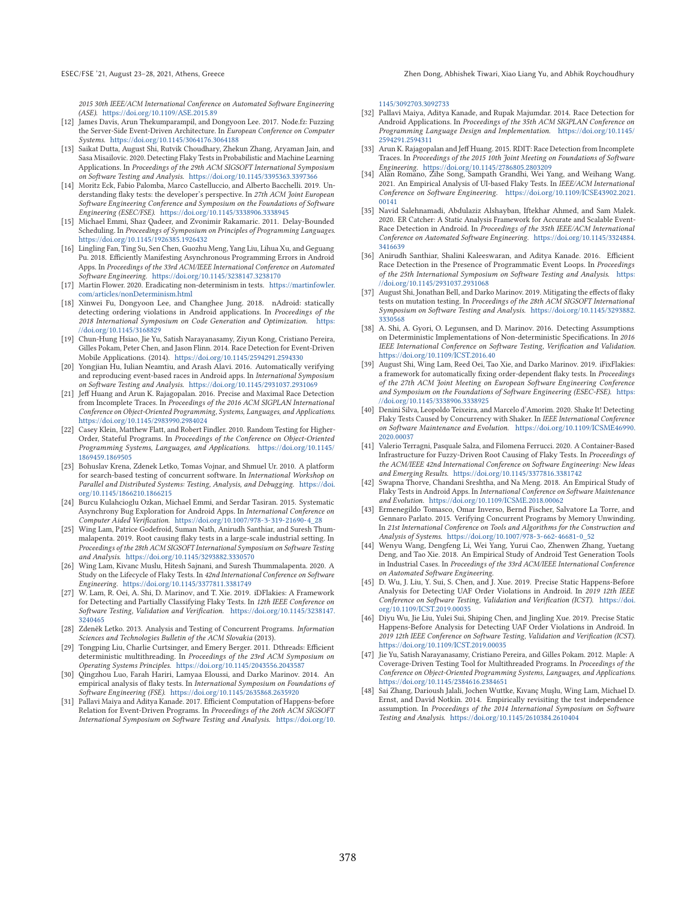2015 30th IEEE/ACM International Conference on Automated Software Engineering (ASE). https://doi.org/10.1109/ASE.2015.89

[12] James Davis, Arun Thekumparampil, and Dongyoon Lee. 2017. Node.fz: Fuzzing the Server-Side Event-Driven Architecture. In *European Conference on Computer Systems*. https://doi.org/10.1145/3064176.3064188

[13] Saikat Dutta, August Shi, Rutvik Choudhary, Zhekun Zhang, Aryaman Jain, and Sasa Misailovic. 2020. Detecting Flaky Tests in Probabilistic and Machine Learning Applications. In *Proceedings of the 29th ACM SIGSOFT International Symposium on Software Testing and Analysis*. https://doi.org/10.1145/3395363.3397366

[14] Moritz Eck, Fabio Palomba, Marco Castelluccio, and Alberto Bacchelli. 2019. Understanding flaky tests: the developer's perspective. In *27th ACM Joint European Software Engineering Conference and Symposium on the Foundations of Software Engineering (ESEC/FSE)*. https://doi.org/10.1145/3338906.3338945

[15] Michael Emmi, Shaz Qadeer, and Zvonimir Rakamaric. 2011. Delay-Bounded Scheduling. In *Proceedings of Symposium on Principles of Programming Languages*. https://doi.org/10.1145/1926385.1926432

[16] Lingling Fan, Ting Su, Sen Chen, Guozhu Meng, Yang Liu, Lihua Xu, and Geguang Pu. 2018. Efficiently Manifesting Asynchronous Programming Errors in Android Apps. In *Proceedings of the 33rd ACM/IEEE International Conference on Automated Software Engineering*. https://doi.org/10.1145/3238147.3238170

[17] Martin Flower. 2020. Eradicating non-determinism in tests. https://martinfowler.com/articles/nonDeterminism.html

[18] Xinwei Fu, Dongyoon Lee, and Changhee Jung. 2018. nAdroid: statically detecting ordering violations in Android applications. In *Proceedings of the 2018 International Symposium on Code Generation and Optimization*. https://doi.org/10.1145/3168829

[19] Chun-Hung Hsiao, Jie Yu, Satish Narayanasamy, Ziyun Kong, Cristiano Pereira, Gilles Pokam, Peter Chen, and Jason Flinn. 2014. Race Detection for Event-Driven Mobile Applications. (2014). https://doi.org/10.1145/2594291.2594330

[20] Yongjian Hu, Iulian Neamtiu, and Arash Alavi. 2016. Automatically verifying and reproducing event-based races in Android apps. In *International Symposium on Software Testing and Analysis*. https://doi.org/10.1145/2931037.2931069

[21] Jeff Huang and Arun K. Rajagopalan. 2016. Precise and Maximal Race Detection from Incomplete Traces. In *Proceedings of the 2016 ACM SIGPLAN International Conference on Object-Oriented Programming, Systems, Languages, and Applications*. https://doi.org/10.1145/2983990.2984024

[22] Casey Klein, Matthew Flatt, and Robert Findler. 2010. Random Testing for Higher-Order, Stateful Programs. In *Proceedings of the Conference on Object-Oriented Programming Systems, Languages, and Applications*. https://doi.org/10.1145/1869459.1869505

[23] Bohuslav Krena, Zdenek Letko, Tomas Vojnar, and Shmuel Ur. 2010. A platform for search-based testing of concurrent software. In *International Workshop on Parallel and Distributed Systems: Testing, Analysis, and Debugging*. https://doi.org/10.1145/1866210.1866215

[24] Burcu Kulahcioglu Ozkan, Michael Emmi, and Serdar Tasiran. 2015. Systematic Asynchrony Bug Exploration for Android Apps. In *International Conference on Computer Aided Verification*. https://doi.org/10.1007/978-3-319-21690-4_28

[25] Wing Lam, Patrice Godefroid, Suman Nath, Anirudh Santhiar, and Suresh Thummalapenta. 2019. Root causing flaky tests in a large-scale industrial setting. In *Proceedings of the 28th ACM SIGSOFT International Symposium on Software Testing and Analysis*. https://doi.org/10.1145/3293882.3330570

[26] Wing Lam, Kivanc Muslu, Hitesh Sajnani, and Suresh Thummalapenta. 2020. A Study on the Lifecycle of Flaky Tests. In *42nd International Conference on Software Engineering*. https://doi.org/10.1145/3377811.3381749

[27] W. Lam, R. Oei, A. Shi, D. Marinov, and T. Xie. 2019. iDFlakies: A Framework for Detecting and Partially Classifying Flaky Tests. In *12th IEEE Conference on Software Testing, Validation and Verification*. https://doi.org/10.1145/3238147.3240465

[28] Zdeněk Letko. 2013. Analysis and Testing of Concurrent Programs. *Information Sciences and Technologies Bulletin of the ACM Slovakia* (2013).

[29] Tongping Liu, Charlie Curtsinger, and Emery Berger. 2011. Dthreads: Efficient deterministic multithreading. In *Proceedings of the 23rd ACM Symposium on Operating Systems Principles*. https://doi.org/10.1145/2043556.2043587

[30] Qingzhou Luo, Farah Hariri, Lamyaa Eloussi, and Darko Marinov. 2014. An empirical analysis of flaky tests. In *International Symposium on Foundations of Software Engineering (FSE)*. https://doi.org/10.1145/2635868.2635920

[31] Pallavi Maiya and Aditya Kanade. 2017. Efficient Computation of Happens-before Relation for Event-Driven Programs. In *Proceedings of the 26th ACM SIGSOFT International Symposium on Software Testing and Analysis*. https://doi.org/10.1145/3092703.3092733

[32] Pallavi Maiya, Aditya Kanade, and Rupak Majumdar. 2014. Race Detection for Android Applications. In *Proceedings of the 35th ACM SIGPLAN Conference on Programming Language Design and Implementation*. https://doi.org/10.1145/2594291.2594311

[33] Arun K. Rajagopalan and Jeff Huang. 2015. RDIT: Race Detection from Incomplete Traces. In *Proceedings of the 2015 10th Joint Meeting on Foundations of Software Engineering*. https://doi.org/10.1145/2786805.2803209

[34] Alan Romano, Zihe Song, Sampath Grandhi, Wei Yang, and Weihang Wang. 2021. An Empirical Analysis of UI-based Flaky Tests. In *IEEE/ACM International Conference on Software Engineering*. https://doi.org/10.1109/ICSE43902.2021.00141

[35] Navid Salehnamadi, Abdulaziz Alshayban, Iftekhar Ahmed, and Sam Malek. 2020. ER Catcher: A Static Analysis Framework for Accurate and Scalable Event-Race Detection in Android. In *Proceedings of the 35th IEEE/ACM International Conference on Automated Software Engineering*. https://doi.org/10.1145/3324884.3416639

[36] Anirudh Santhiar, Shalini Kaleeswaran, and Aditya Kanade. 2016. Efficient Race Detection in the Presence of Programmatic Event Loops. In *Proceedings of the 25th International Symposium on Software Testing and Analysis*. https://doi.org/10.1145/2931037.2931068

[37] August Shi, Jonathan Bell, and Darko Marinov. 2019. Mitigating the effects of flaky tests on mutation testing. In *Proceedings of the 28th ACM SIGSOFT International Symposium on Software Testing and Analysis*. https://doi.org/10.1145/3293882.3330568

[38] A. Shi, A. Gyori, O. Legunsen, and D. Marinov. 2016. Detecting Assumptions on Deterministic Implementations of Non-deterministic Specifications. In *2016 IEEE International Conference on Software Testing, Verification and Validation*. https://doi.org/10.1109/ICST.2016.40

[39] August Shi, Wing Lam, Reed Oei, Tao Xie, and Darko Marinov. 2019. iFixFlakies: a framework for automatically fixing order-dependent flaky tests. In *Proceedings of the 27th ACM Joint Meeting on European Software Engineering Conference and Symposium on the Foundations of Software Engineering (ESEC-FSE)*. https://doi.org/10.1145/3338906.3338925

[40] Denini Silva, Leopoldo Teixeira, and Marcelo d'Amorim. 2020. Shake It! Detecting Flaky Tests Caused by Concurrency with Shaker. In *IEEE International Conference on Software Maintenance and Evolution*. https://doi.org/10.1109/ICSME46990.2020.00037

[41] Valerio Terragni, Pasquale Salza, and Filomena Ferrucci. 2020. A Container-Based Infrastructure for Fuzzy-Driven Root Causing of Flaky Tests. In *Proceedings of the ACM/IEEE 42nd International Conference on Software Engineering: New Ideas and Emerging Results*. https://doi.org/10.1145/3377816.3381742

[42] Swapna Thorve, Chandani Sreshtha, and Na Meng. 2018. An Empirical Study of Flaky Tests in Android Apps. In *International Conference on Software Maintenance and Evolution*. https://doi.org/10.1109/ICSME.2018.00062

[43] Ermenegildo Tomasco, Omar Inverso, Bernd Fischer, Salvatore La Torre, and Gennaro Parlato. 2015. Verifying Concurrent Programs by Memory Unwinding. In *21st International Conference on Tools and Algorithms for the Construction and Analysis of Systems*. https://doi.org/10.1007/978-3-662-46681-0_52

[44] Wenyu Wang, Dengfeng Li, Wei Yang, Yurui Cao, Zhenwen Zhang, Yuetang Deng, and Tao Xie. 2018. An Empirical Study of Android Test Generation Tools in Industrial Cases. In *Proceedings of the 33rd ACM/IEEE International Conference on Automated Software Engineering*.

[45] D. Wu, J. Liu, Y. Sui, S. Chen, and J. Xue. 2019. Precise Static Happens-Before Analysis for Detecting UAF Order Violations in Android. In *2019 12th IEEE Conference on Software Testing, Validation and Verification (ICST)*. https://doi.org/10.1109/ICST.2019.00035

[46] Diyu Wu, Jie Liu, Yulei Sui, Shiping Chen, and Jingling Xue. 2019. Precise Static Happens-Before Analysis for Detecting UAF Order Violations in Android. In *2019 12th IEEE Conference on Software Testing, Validation and Verification (ICST)*. https://doi.org/10.1109/ICST.2019.00035

[47] Jie Yu, Satish Narayanasamy, Cristiano Pereira, and Gilles Pokam. 2012. Maple: A Coverage-Driven Testing Tool for Multithreaded Programs. In *Proceedings of the Conference on Object-Oriented Programming Systems, Languages, and Applications*. https://doi.org/10.1145/2384616.2384651

[48] Sai Zhang, Darioush Jalali, Jochen Wuttke, Kıvanç Muşlu, Wing Lam, Michael D. Ernst, and David Notkin. 2014. Empirically revisiting the test independence assumption. In *Proceedings of the 2014 International Symposium on Software Testing and Analysis*. https://doi.org/10.1145/2610384.2610404